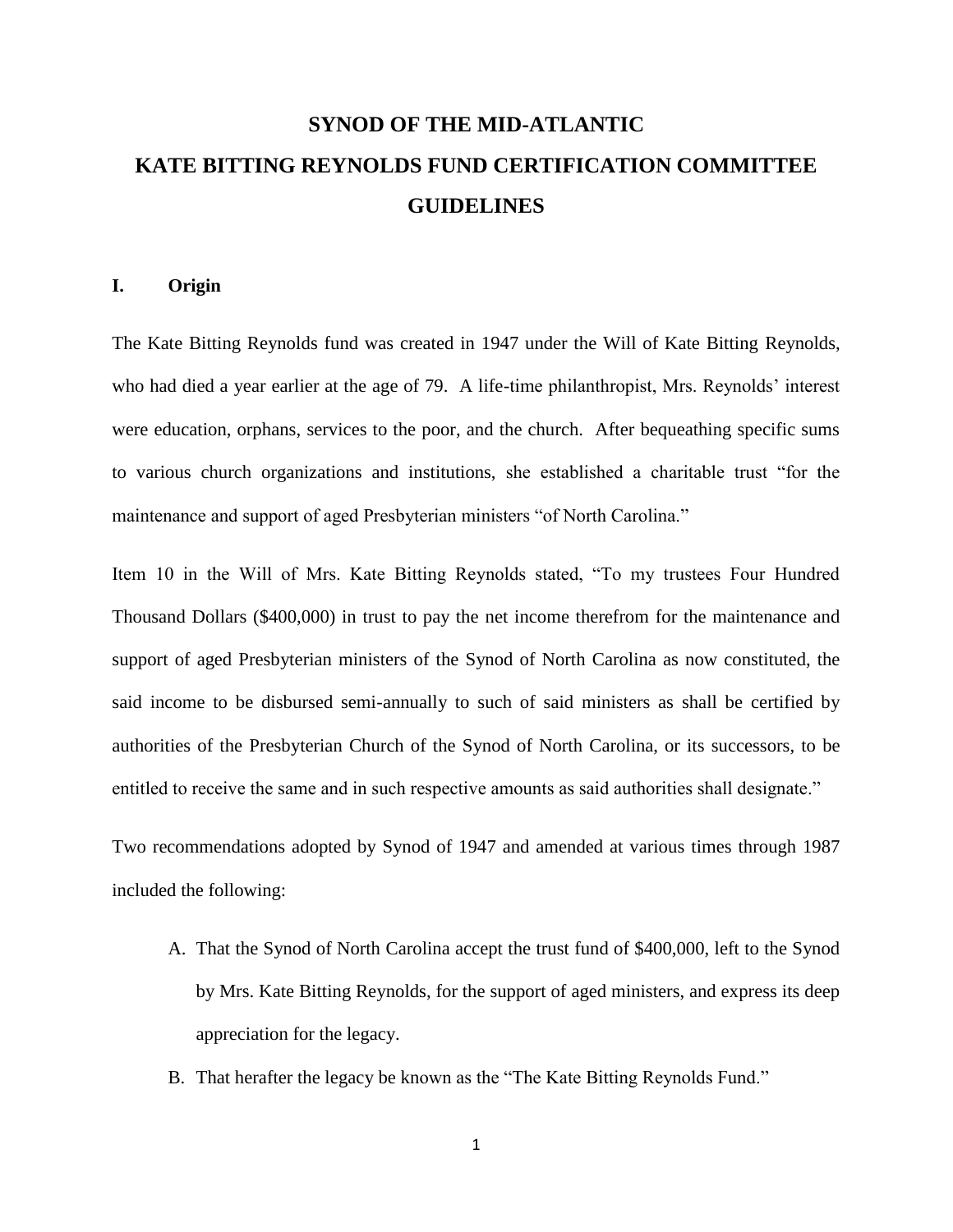# SYNOD OF THE MID-ATLANTIC
# KATE BITTING REYNOLDS FUND CERTIFICATION COMMITTEE GUIDELINES

## I. Origin

The Kate Bitting Reynolds fund was created in 1947 under the Will of Kate Bitting Reynolds, who had died a year earlier at the age of 79. A life-time philanthropist, Mrs. Reynolds' interest were education, orphans, services to the poor, and the church. After bequeathing specific sums to various church organizations and institutions, she established a charitable trust "for the maintenance and support of aged Presbyterian ministers "of North Carolina."

Item 10 in the Will of Mrs. Kate Bitting Reynolds stated, "To my trustees Four Hundred Thousand Dollars ($400,000) in trust to pay the net income therefrom for the maintenance and support of aged Presbyterian ministers of the Synod of North Carolina as now constituted, the said income to be disbursed semi-annually to such of said ministers as shall be certified by authorities of the Presbyterian Church of the Synod of North Carolina, or its successors, to be entitled to receive the same and in such respective amounts as said authorities shall designate."

Two recommendations adopted by Synod of 1947 and amended at various times through 1987 included the following:

A. That the Synod of North Carolina accept the trust fund of $400,000, left to the Synod by Mrs. Kate Bitting Reynolds, for the support of aged ministers, and express its deep appreciation for the legacy.

B. That herafter the legacy be known as the "The Kate Bitting Reynolds Fund."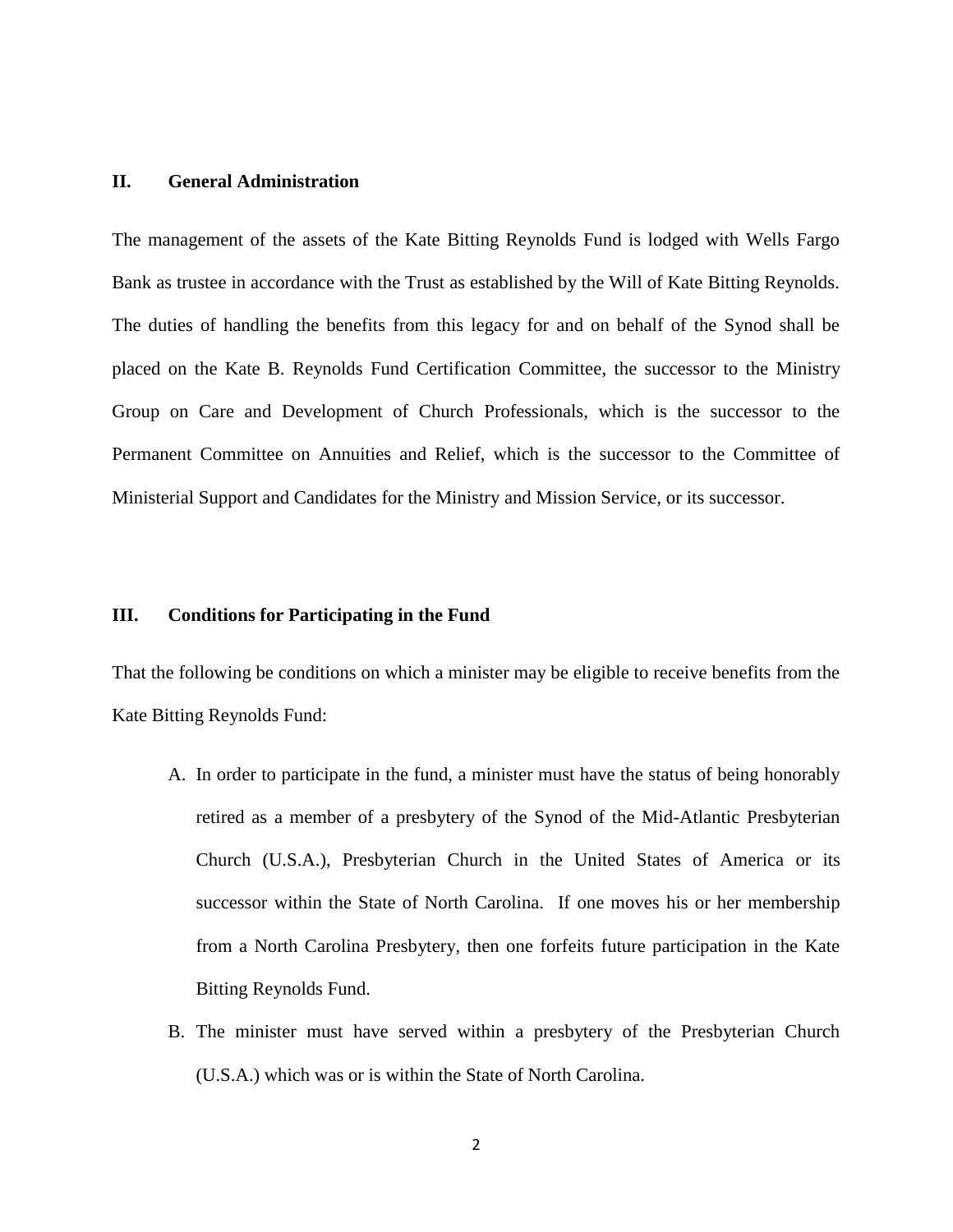## II. General Administration

The management of the assets of the Kate Bitting Reynolds Fund is lodged with Wells Fargo Bank as trustee in accordance with the Trust as established by the Will of Kate Bitting Reynolds. The duties of handling the benefits from this legacy for and on behalf of the Synod shall be placed on the Kate B. Reynolds Fund Certification Committee, the successor to the Ministry Group on Care and Development of Church Professionals, which is the successor to the Permanent Committee on Annuities and Relief, which is the successor to the Committee of Ministerial Support and Candidates for the Ministry and Mission Service, or its successor.

## III. Conditions for Participating in the Fund

That the following be conditions on which a minister may be eligible to receive benefits from the Kate Bitting Reynolds Fund:

A. In order to participate in the fund, a minister must have the status of being honorably retired as a member of a presbytery of the Synod of the Mid-Atlantic Presbyterian Church (U.S.A.), Presbyterian Church in the United States of America or its successor within the State of North Carolina. If one moves his or her membership from a North Carolina Presbytery, then one forfeits future participation in the Kate Bitting Reynolds Fund.

B. The minister must have served within a presbytery of the Presbyterian Church (U.S.A.) which was or is within the State of North Carolina.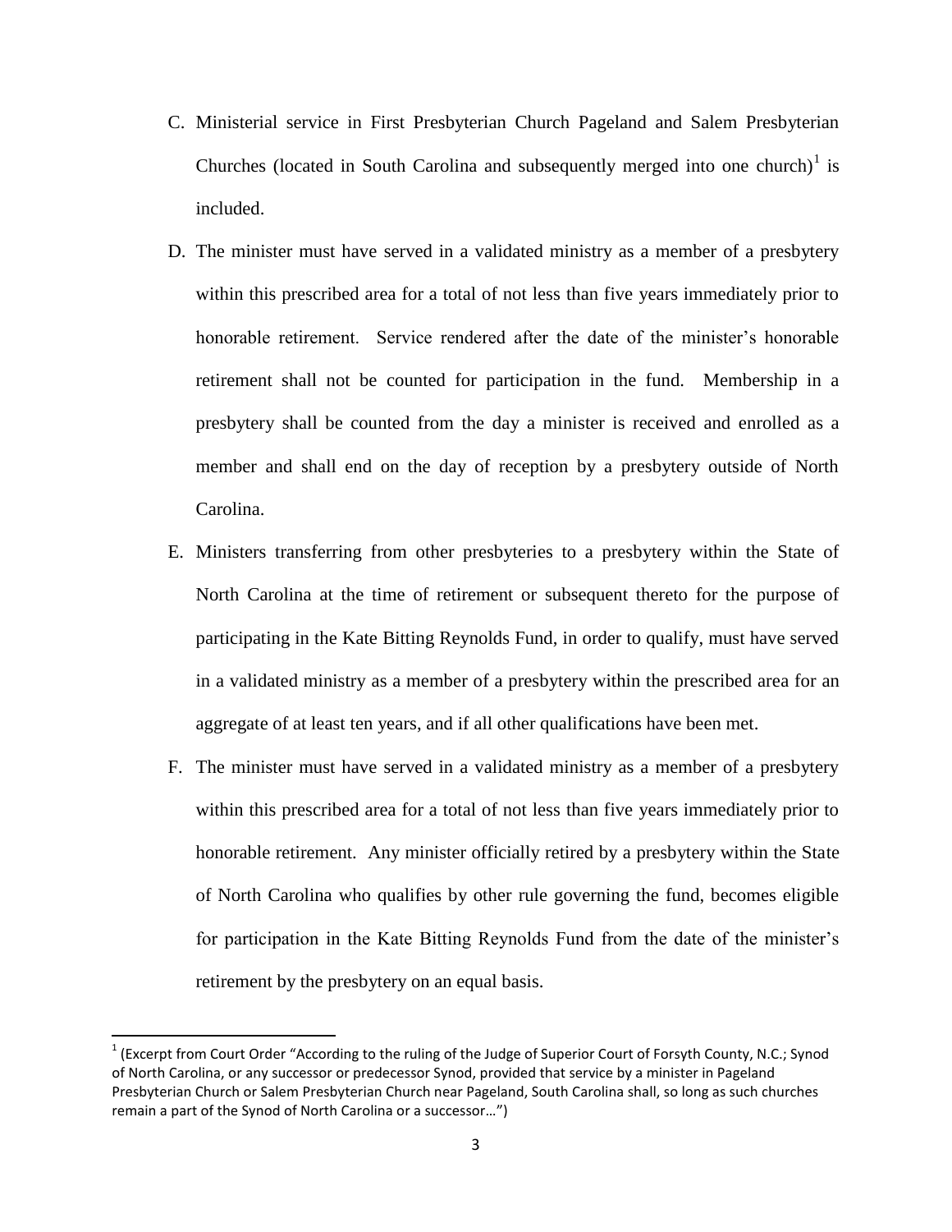C. Ministerial service in First Presbyterian Church Pageland and Salem Presbyterian Churches (located in South Carolina and subsequently merged into one church)[1] is included.

D. The minister must have served in a validated ministry as a member of a presbytery within this prescribed area for a total of not less than five years immediately prior to honorable retirement. Service rendered after the date of the minister's honorable retirement shall not be counted for participation in the fund. Membership in a presbytery shall be counted from the day a minister is received and enrolled as a member and shall end on the day of reception by a presbytery outside of North Carolina.

E. Ministers transferring from other presbyteries to a presbytery within the State of North Carolina at the time of retirement or subsequent thereto for the purpose of participating in the Kate Bitting Reynolds Fund, in order to qualify, must have served in a validated ministry as a member of a presbytery within the prescribed area for an aggregate of at least ten years, and if all other qualifications have been met.

F. The minister must have served in a validated ministry as a member of a presbytery within this prescribed area for a total of not less than five years immediately prior to honorable retirement. Any minister officially retired by a presbytery within the State of North Carolina who qualifies by other rule governing the fund, becomes eligible for participation in the Kate Bitting Reynolds Fund from the date of the minister's retirement by the presbytery on an equal basis.

---

[1] (Excerpt from Court Order "According to the ruling of the Judge of Superior Court of Forsyth County, N.C.; Synod of North Carolina, or any successor or predecessor Synod, provided that service by a minister in Pageland Presbyterian Church or Salem Presbyterian Church near Pageland, South Carolina shall, so long as such churches remain a part of the Synod of North Carolina or a successor…")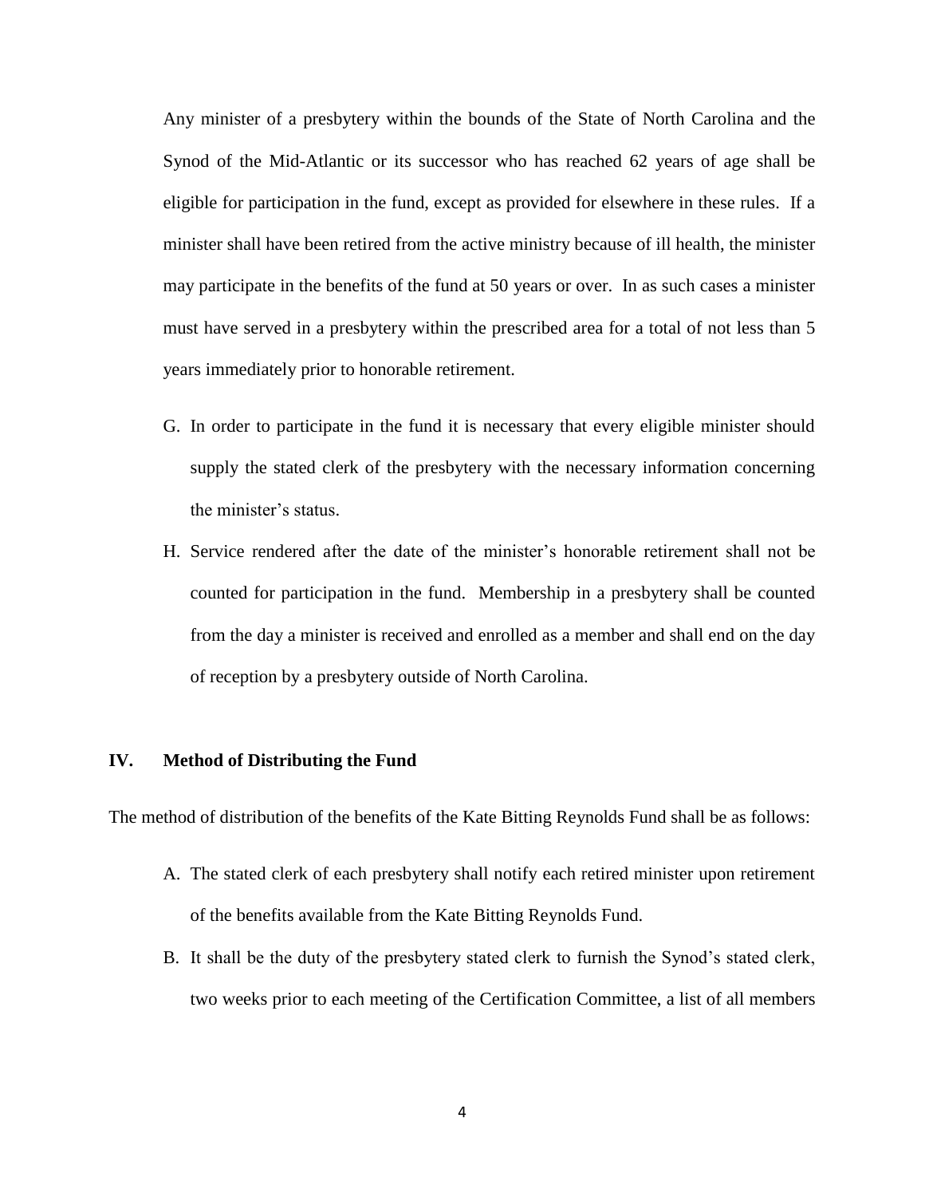Any minister of a presbytery within the bounds of the State of North Carolina and the Synod of the Mid-Atlantic or its successor who has reached 62 years of age shall be eligible for participation in the fund, except as provided for elsewhere in these rules. If a minister shall have been retired from the active ministry because of ill health, the minister may participate in the benefits of the fund at 50 years or over. In as such cases a minister must have served in a presbytery within the prescribed area for a total of not less than 5 years immediately prior to honorable retirement.

G. In order to participate in the fund it is necessary that every eligible minister should supply the stated clerk of the presbytery with the necessary information concerning the minister's status.

H. Service rendered after the date of the minister's honorable retirement shall not be counted for participation in the fund. Membership in a presbytery shall be counted from the day a minister is received and enrolled as a member and shall end on the day of reception by a presbytery outside of North Carolina.

## IV. Method of Distributing the Fund

The method of distribution of the benefits of the Kate Bitting Reynolds Fund shall be as follows:

A. The stated clerk of each presbytery shall notify each retired minister upon retirement of the benefits available from the Kate Bitting Reynolds Fund.

B. It shall be the duty of the presbytery stated clerk to furnish the Synod's stated clerk, two weeks prior to each meeting of the Certification Committee, a list of all members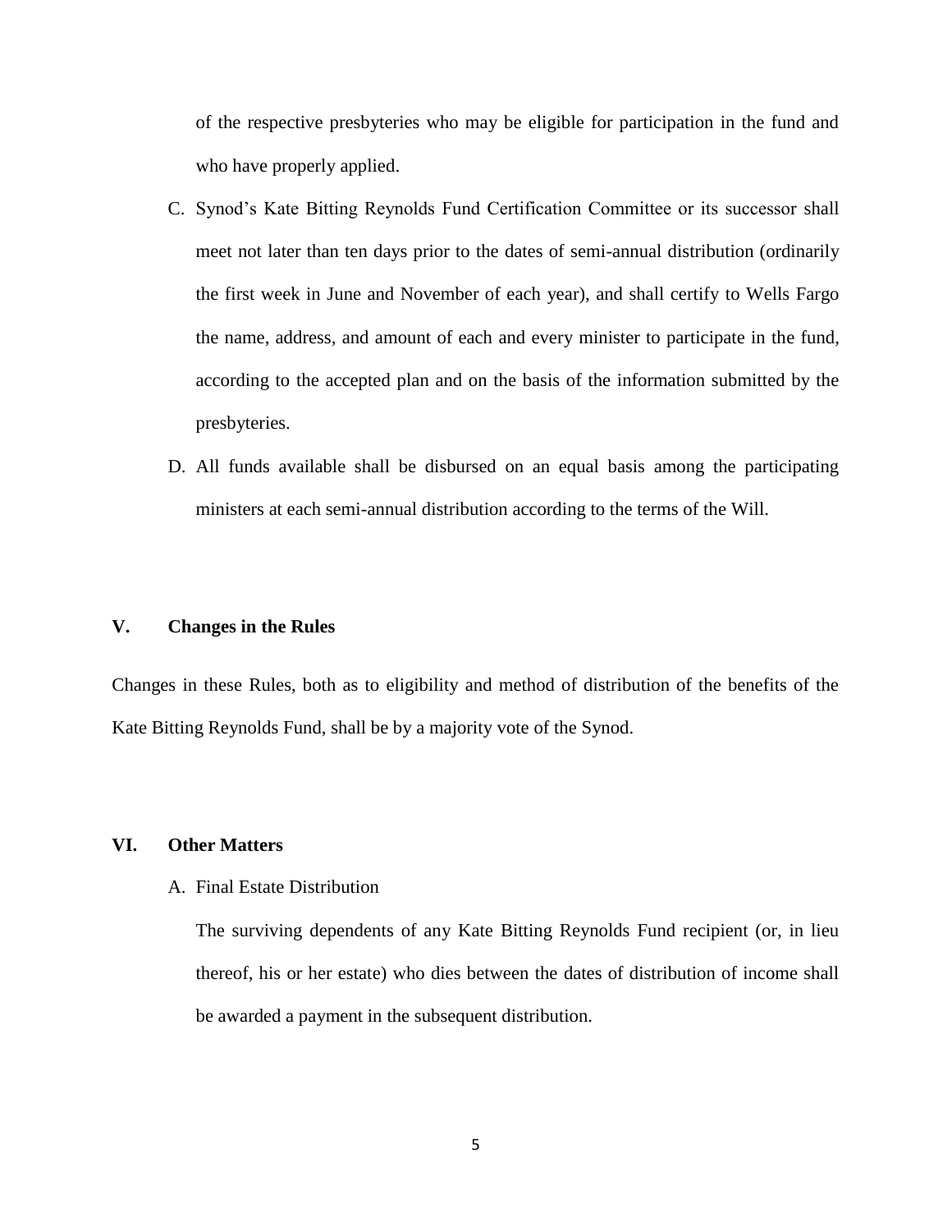of the respective presbyteries who may be eligible for participation in the fund and who have properly applied.

C. Synod's Kate Bitting Reynolds Fund Certification Committee or its successor shall meet not later than ten days prior to the dates of semi-annual distribution (ordinarily the first week in June and November of each year), and shall certify to Wells Fargo the name, address, and amount of each and every minister to participate in the fund, according to the accepted plan and on the basis of the information submitted by the presbyteries.

D. All funds available shall be disbursed on an equal basis among the participating ministers at each semi-annual distribution according to the terms of the Will.

## V. Changes in the Rules

Changes in these Rules, both as to eligibility and method of distribution of the benefits of the Kate Bitting Reynolds Fund, shall be by a majority vote of the Synod.

## VI. Other Matters

A. Final Estate Distribution

The surviving dependents of any Kate Bitting Reynolds Fund recipient (or, in lieu thereof, his or her estate) who dies between the dates of distribution of income shall be awarded a payment in the subsequent distribution.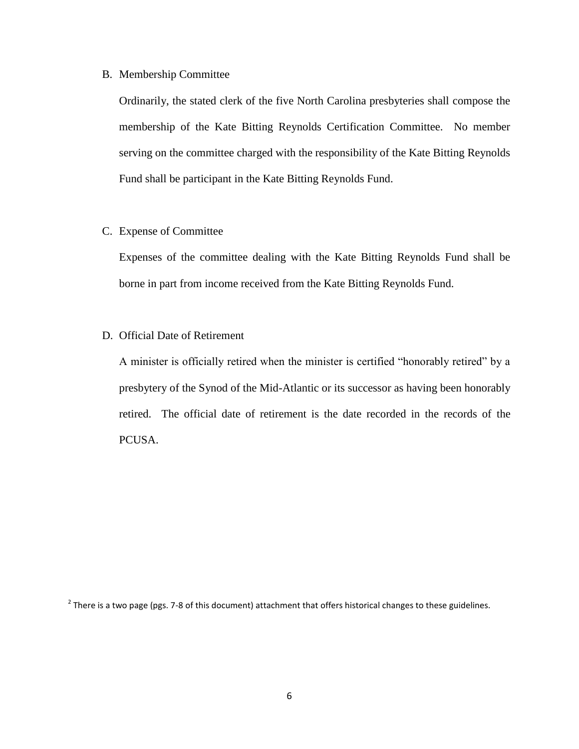B. Membership Committee

Ordinarily, the stated clerk of the five North Carolina presbyteries shall compose the membership of the Kate Bitting Reynolds Certification Committee. No member serving on the committee charged with the responsibility of the Kate Bitting Reynolds Fund shall be participant in the Kate Bitting Reynolds Fund.

C. Expense of Committee

Expenses of the committee dealing with the Kate Bitting Reynolds Fund shall be borne in part from income received from the Kate Bitting Reynolds Fund.

D. Official Date of Retirement

A minister is officially retired when the minister is certified "honorably retired" by a presbytery of the Synod of the Mid-Atlantic or its successor as having been honorably retired. The official date of retirement is the date recorded in the records of the PCUSA.

[2] There is a two page (pgs. 7-8 of this document) attachment that offers historical changes to these guidelines.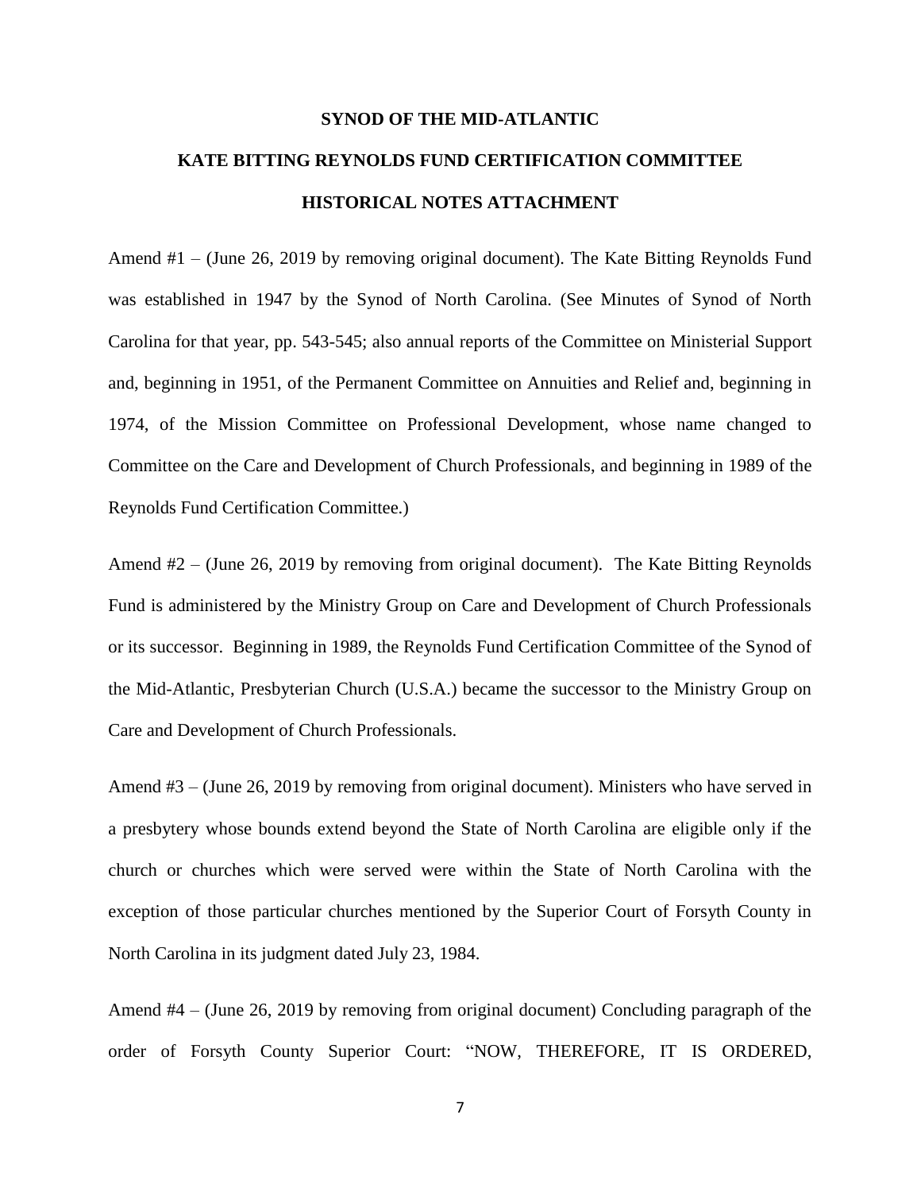**SYNOD OF THE MID-ATLANTIC**

**KATE BITTING REYNOLDS FUND CERTIFICATION COMMITTEE**

**HISTORICAL NOTES ATTACHMENT**

Amend #1 – (June 26, 2019 by removing original document). The Kate Bitting Reynolds Fund was established in 1947 by the Synod of North Carolina. (See Minutes of Synod of North Carolina for that year, pp. 543-545; also annual reports of the Committee on Ministerial Support and, beginning in 1951, of the Permanent Committee on Annuities and Relief and, beginning in 1974, of the Mission Committee on Professional Development, whose name changed to Committee on the Care and Development of Church Professionals, and beginning in 1989 of the Reynolds Fund Certification Committee.)

Amend #2 – (June 26, 2019 by removing from original document). The Kate Bitting Reynolds Fund is administered by the Ministry Group on Care and Development of Church Professionals or its successor. Beginning in 1989, the Reynolds Fund Certification Committee of the Synod of the Mid-Atlantic, Presbyterian Church (U.S.A.) became the successor to the Ministry Group on Care and Development of Church Professionals.

Amend #3 – (June 26, 2019 by removing from original document). Ministers who have served in a presbytery whose bounds extend beyond the State of North Carolina are eligible only if the church or churches which were served were within the State of North Carolina with the exception of those particular churches mentioned by the Superior Court of Forsyth County in North Carolina in its judgment dated July 23, 1984.

Amend #4 – (June 26, 2019 by removing from original document) Concluding paragraph of the order of Forsyth County Superior Court: "NOW, THEREFORE, IT IS ORDERED,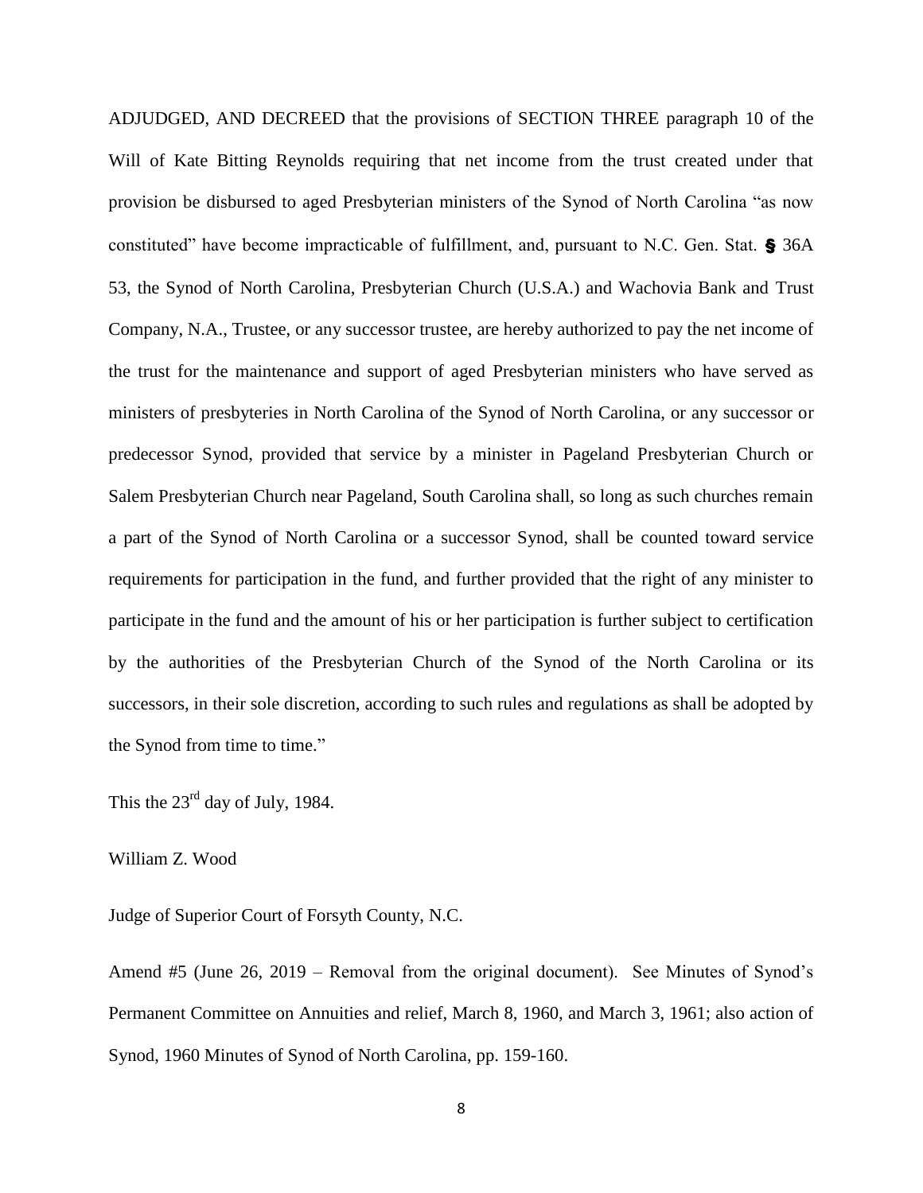ADJUDGED, AND DECREED that the provisions of SECTION THREE paragraph 10 of the Will of Kate Bitting Reynolds requiring that net income from the trust created under that provision be disbursed to aged Presbyterian ministers of the Synod of North Carolina "as now constituted" have become impracticable of fulfillment, and, pursuant to N.C. Gen. Stat. § 36A 53, the Synod of North Carolina, Presbyterian Church (U.S.A.) and Wachovia Bank and Trust Company, N.A., Trustee, or any successor trustee, are hereby authorized to pay the net income of the trust for the maintenance and support of aged Presbyterian ministers who have served as ministers of presbyteries in North Carolina of the Synod of North Carolina, or any successor or predecessor Synod, provided that service by a minister in Pageland Presbyterian Church or Salem Presbyterian Church near Pageland, South Carolina shall, so long as such churches remain a part of the Synod of North Carolina or a successor Synod, shall be counted toward service requirements for participation in the fund, and further provided that the right of any minister to participate in the fund and the amount of his or her participation is further subject to certification by the authorities of the Presbyterian Church of the Synod of the North Carolina or its successors, in their sole discretion, according to such rules and regulations as shall be adopted by the Synod from time to time."

This the 23rd day of July, 1984.

William Z. Wood

Judge of Superior Court of Forsyth County, N.C.

Amend #5 (June 26, 2019 – Removal from the original document). See Minutes of Synod's Permanent Committee on Annuities and relief, March 8, 1960, and March 3, 1961; also action of Synod, 1960 Minutes of Synod of North Carolina, pp. 159-160.